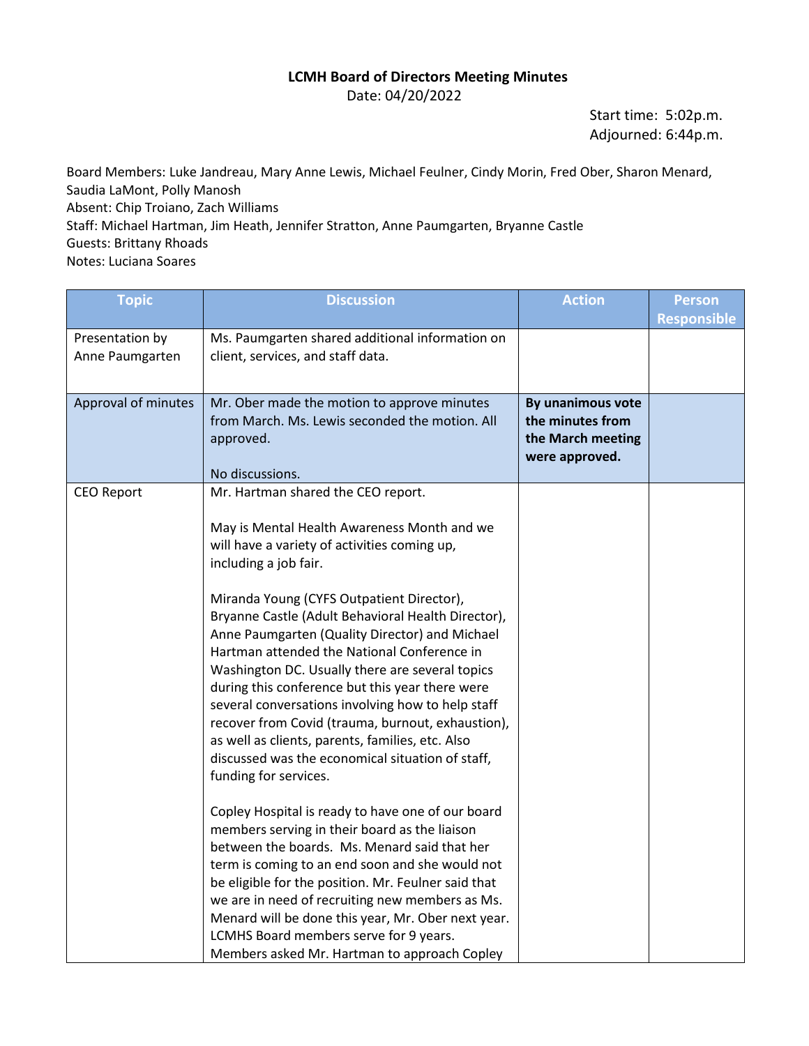**LCMH Board of Directors Meeting Minutes**

Date: 04/20/2022

Start time: 5:02p.m.
Adjourned: 6:44p.m.

Board Members: Luke Jandreau, Mary Anne Lewis, Michael Feulner, Cindy Morin, Fred Ober, Sharon Menard, Saudia LaMont, Polly Manosh
Absent: Chip Troiano, Zach Williams
Staff: Michael Hartman, Jim Heath, Jennifer Stratton, Anne Paumgarten, Bryanne Castle
Guests: Brittany Rhoads
Notes: Luciana Soares

| Topic | Discussion | Action | Person Responsible |
|---|---|---|---|
| Presentation by Anne Paumgarten | Ms. Paumgarten shared additional information on client, services, and staff data. | | |
| Approval of minutes | Mr. Ober made the motion to approve minutes from March. Ms. Lewis seconded the motion. All approved.<br><br>No discussions. | **By unanimous vote the minutes from the March meeting were approved.** | |
| CEO Report | Mr. Hartman shared the CEO report.<br><br>May is Mental Health Awareness Month and we will have a variety of activities coming up, including a job fair.<br><br>Miranda Young (CYFS Outpatient Director), Bryanne Castle (Adult Behavioral Health Director), Anne Paumgarten (Quality Director) and Michael Hartman attended the National Conference in Washington DC. Usually there are several topics during this conference but this year there were several conversations involving how to help staff recover from Covid (trauma, burnout, exhaustion), as well as clients, parents, families, etc. Also discussed was the economical situation of staff, funding for services.<br><br>Copley Hospital is ready to have one of our board members serving in their board as the liaison between the boards. Ms. Menard said that her term is coming to an end soon and she would not be eligible for the position. Mr. Feulner said that we are in need of recruiting new members as Ms. Menard will be done this year, Mr. Ober next year. LCMHS Board members serve for 9 years. Members asked Mr. Hartman to approach Copley | | |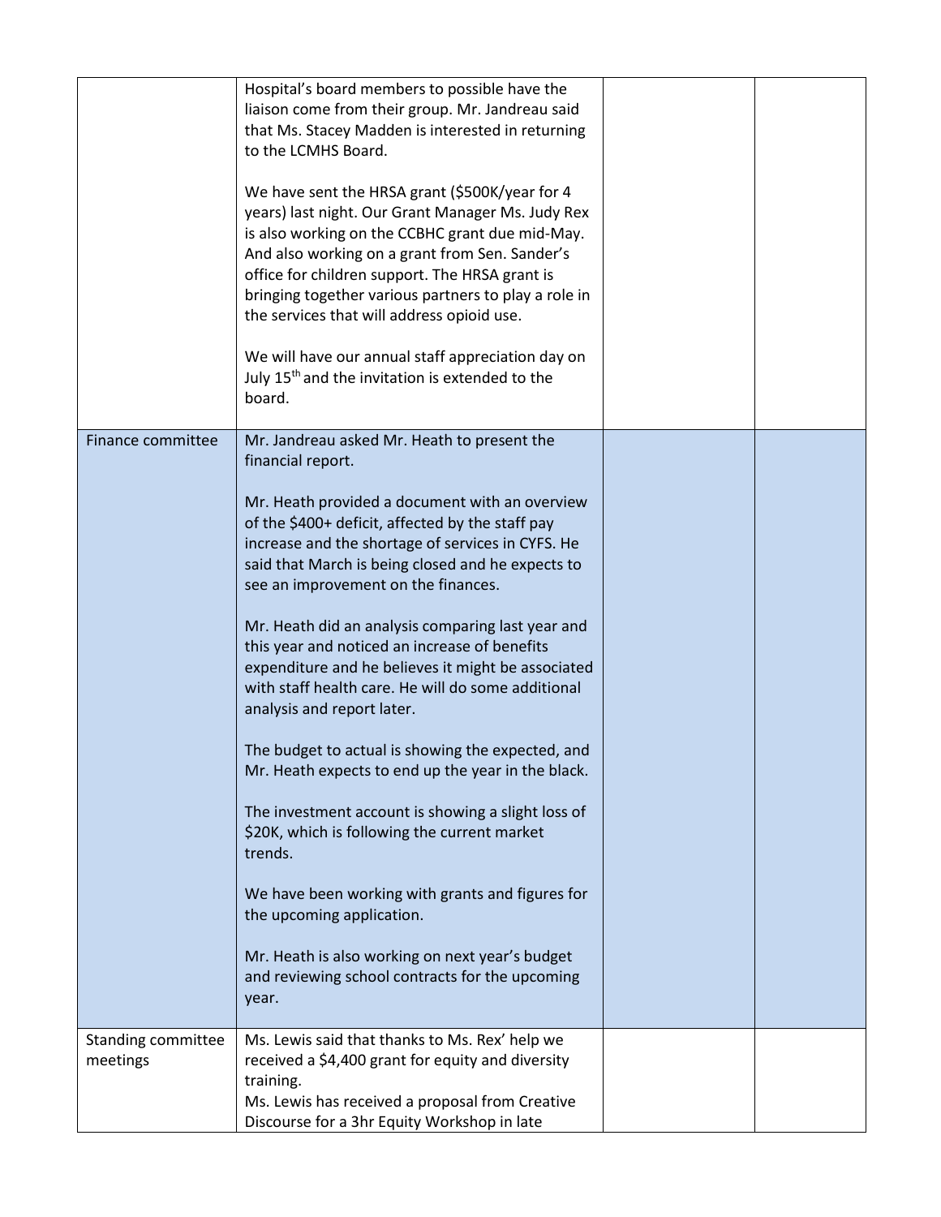| | | | |
|---|---|---|---|
| | Hospital's board members to possible have the liaison come from their group. Mr. Jandreau said that Ms. Stacey Madden is interested in returning to the LCMHS Board.<br><br>We have sent the HRSA grant (\$500K/year for 4 years) last night. Our Grant Manager Ms. Judy Rex is also working on the CCBHC grant due mid-May. And also working on a grant from Sen. Sander's office for children support. The HRSA grant is bringing together various partners to play a role in the services that will address opioid use.<br><br>We will have our annual staff appreciation day on July 15th and the invitation is extended to the board. | | |
| Finance committee | Mr. Jandreau asked Mr. Heath to present the financial report.<br><br>Mr. Heath provided a document with an overview of the \$400+ deficit, affected by the staff pay increase and the shortage of services in CYFS. He said that March is being closed and he expects to see an improvement on the finances.<br><br>Mr. Heath did an analysis comparing last year and this year and noticed an increase of benefits expenditure and he believes it might be associated with staff health care. He will do some additional analysis and report later.<br><br>The budget to actual is showing the expected, and Mr. Heath expects to end up the year in the black.<br><br>The investment account is showing a slight loss of \$20K, which is following the current market trends.<br><br>We have been working with grants and figures for the upcoming application.<br><br>Mr. Heath is also working on next year's budget and reviewing school contracts for the upcoming year. | | |
| Standing committee meetings | Ms. Lewis said that thanks to Ms. Rex' help we received a \$4,400 grant for equity and diversity training.<br>Ms. Lewis has received a proposal from Creative Discourse for a 3hr Equity Workshop in late | | |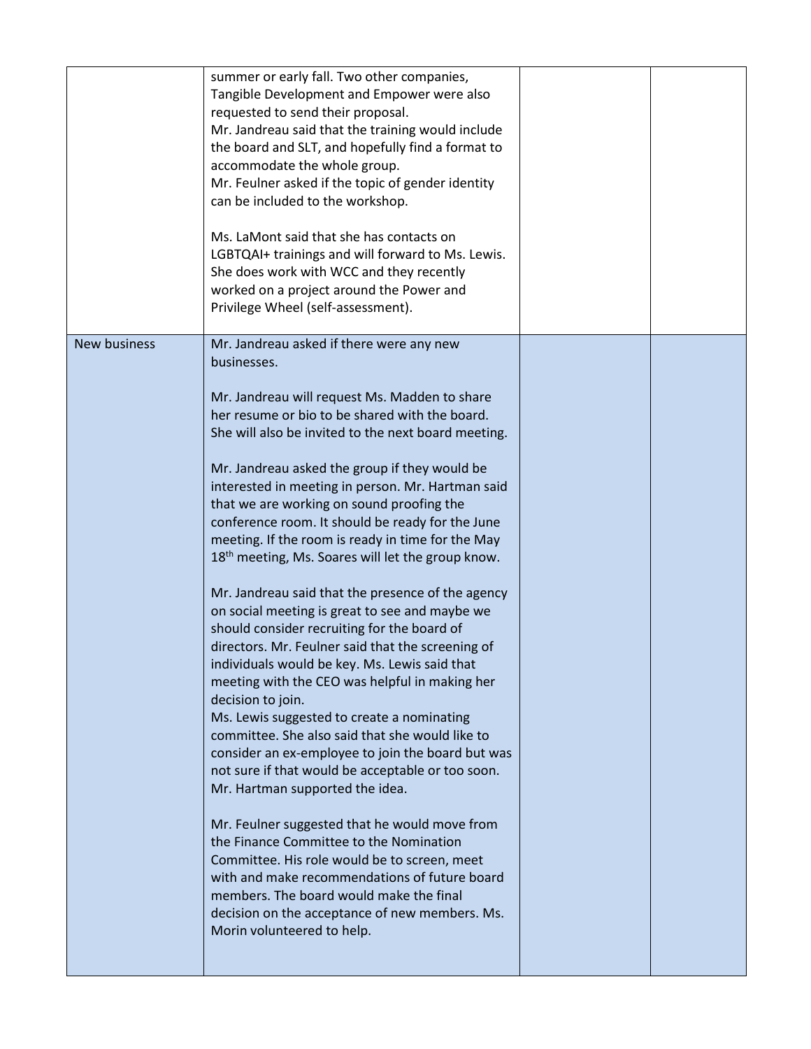| | | | |
|---|---|---|---|
| | summer or early fall. Two other companies, Tangible Development and Empower were also requested to send their proposal.<br>Mr. Jandreau said that the training would include the board and SLT, and hopefully find a format to accommodate the whole group.<br>Mr. Feulner asked if the topic of gender identity can be included to the workshop.<br><br>Ms. LaMont said that she has contacts on LGBTQAI+ trainings and will forward to Ms. Lewis. She does work with WCC and they recently worked on a project around the Power and Privilege Wheel (self-assessment). | | |
| New business | Mr. Jandreau asked if there were any new businesses.<br><br>Mr. Jandreau will request Ms. Madden to share her resume or bio to be shared with the board. She will also be invited to the next board meeting.<br><br>Mr. Jandreau asked the group if they would be interested in meeting in person. Mr. Hartman said that we are working on sound proofing the conference room. It should be ready for the June meeting. If the room is ready in time for the May 18th meeting, Ms. Soares will let the group know.<br><br>Mr. Jandreau said that the presence of the agency on social meeting is great to see and maybe we should consider recruiting for the board of directors. Mr. Feulner said that the screening of individuals would be key. Ms. Lewis said that meeting with the CEO was helpful in making her decision to join.<br>Ms. Lewis suggested to create a nominating committee. She also said that she would like to consider an ex-employee to join the board but was not sure if that would be acceptable or too soon. Mr. Hartman supported the idea.<br><br>Mr. Feulner suggested that he would move from the Finance Committee to the Nomination Committee. His role would be to screen, meet with and make recommendations of future board members. The board would make the final decision on the acceptance of new members. Ms. Morin volunteered to help. | | |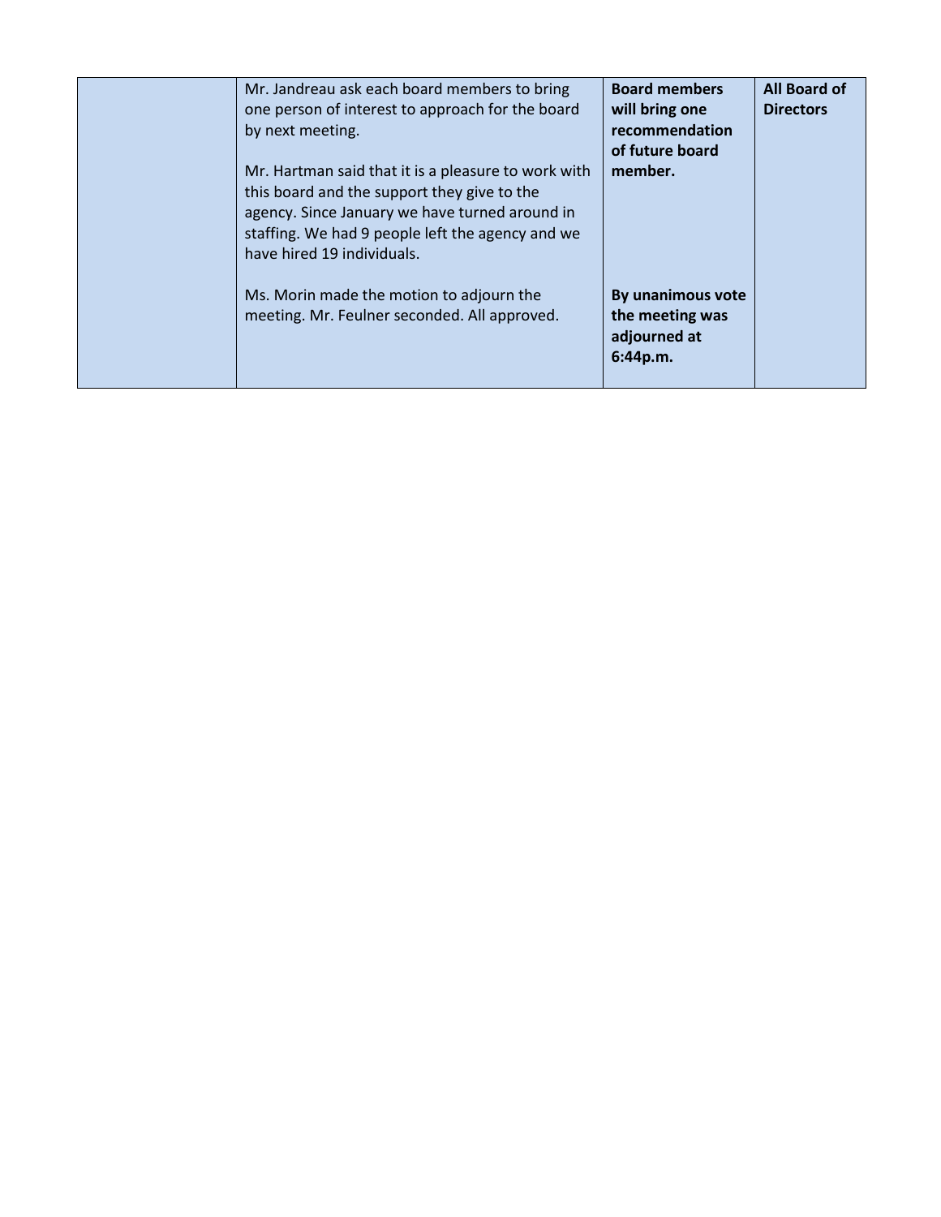| | | | |
|---|---|---|---|
| | Mr. Jandreau ask each board members to bring one person of interest to approach for the board by next meeting.<br><br>Mr. Hartman said that it is a pleasure to work with this board and the support they give to the agency. Since January we have turned around in staffing. We had 9 people left the agency and we have hired 19 individuals.<br><br>Ms. Morin made the motion to adjourn the meeting. Mr. Feulner seconded. All approved. | **Board members will bring one recommendation of future board member.**<br><br>**By unanimous vote the meeting was adjourned at 6:44p.m.** | **All Board of Directors** |